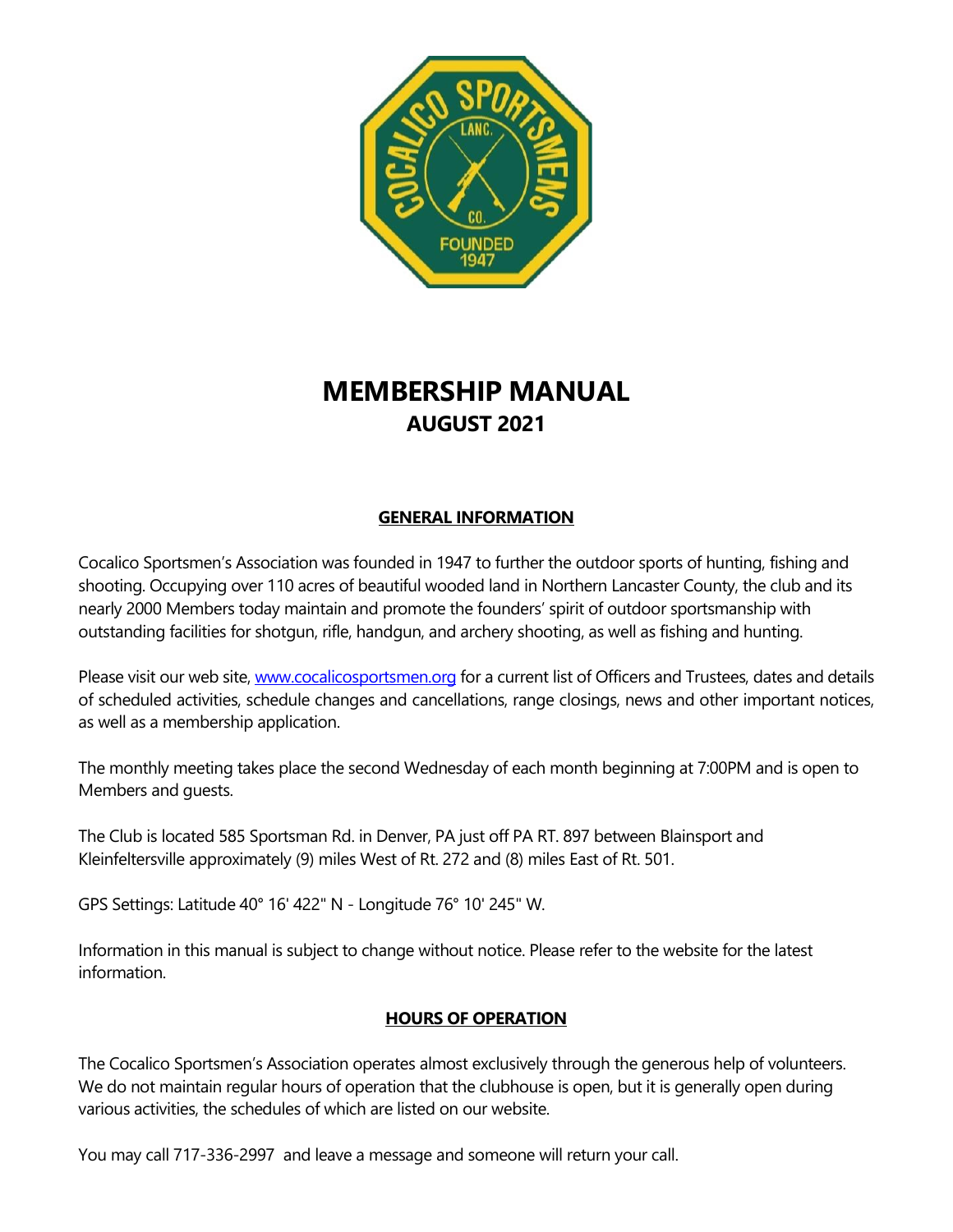# MEMBERSHIP MANUAL

## AUGUST 2021

### GENERAL INFORMATION

Cocalico Sportsmen's Association was founded in 1947 to further the outdoor sports of hunting, fishing and shooting. Occupying over 110 acres of beautiful wooded land in Northern Lancaster County, the club and its nearly 2000 Members today maintain and promote the founders' spirit of outdoor sportsmanship with outstanding facilities for shotgun, rifle, handgun, and archery shooting, as well as fishing and hunting.

Please visit our web site, [www.cocalicosportsmen.org](http://www.cocalicosportsmen.org) for a current list of Officers and Trustees, dates and details of scheduled activities, schedule changes and cancellations, range closings, news and other important notices, as well as a membership application.

The monthly meeting takes place the second Wednesday of each month beginning at 7:00PM and is open to Members and guests.

The Club is located 585 Sportsman Rd. in Denver, PA just off PA RT. 897 between Blainsport and Kleinfeltersville approximately (9) miles West of Rt. 272 and (8) miles East of Rt. 501.

GPS Settings: Latitude 40° 16' 422" N - Longitude 76° 10' 245" W.

Information in this manual is subject to change without notice. Please refer to the website for the latest information.

### HOURS OF OPERATION

The Cocalico Sportsmen's Association operates almost exclusively through the generous help of volunteers. We do not maintain regular hours of operation that the clubhouse is open, but it is generally open during various activities, the schedules of which are listed on our website.

You may call 717-336-2997 and leave a message and someone will return your call.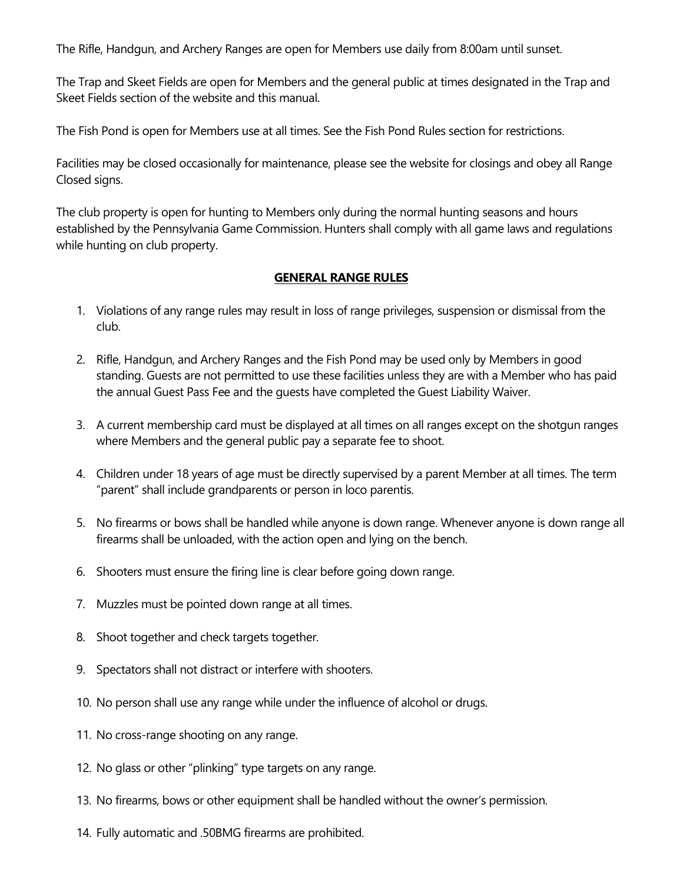The Rifle, Handgun, and Archery Ranges are open for Members use daily from 8:00am until sunset.

The Trap and Skeet Fields are open for Members and the general public at times designated in the Trap and Skeet Fields section of the website and this manual.

The Fish Pond is open for Members use at all times. See the Fish Pond Rules section for restrictions.

Facilities may be closed occasionally for maintenance, please see the website for closings and obey all Range Closed signs.

The club property is open for hunting to Members only during the normal hunting seasons and hours established by the Pennsylvania Game Commission. Hunters shall comply with all game laws and regulations while hunting on club property.

## GENERAL RANGE RULES

1. Violations of any range rules may result in loss of range privileges, suspension or dismissal from the club.
2. Rifle, Handgun, and Archery Ranges and the Fish Pond may be used only by Members in good standing. Guests are not permitted to use these facilities unless they are with a Member who has paid the annual Guest Pass Fee and the guests have completed the Guest Liability Waiver.
3. A current membership card must be displayed at all times on all ranges except on the shotgun ranges where Members and the general public pay a separate fee to shoot.
4. Children under 18 years of age must be directly supervised by a parent Member at all times. The term "parent" shall include grandparents or person in loco parentis.
5. No firearms or bows shall be handled while anyone is down range. Whenever anyone is down range all firearms shall be unloaded, with the action open and lying on the bench.
6. Shooters must ensure the firing line is clear before going down range.
7. Muzzles must be pointed down range at all times.
8. Shoot together and check targets together.
9. Spectators shall not distract or interfere with shooters.
10. No person shall use any range while under the influence of alcohol or drugs.
11. No cross-range shooting on any range.
12. No glass or other "plinking" type targets on any range.
13. No firearms, bows or other equipment shall be handled without the owner's permission.
14. Fully automatic and .50BMG firearms are prohibited.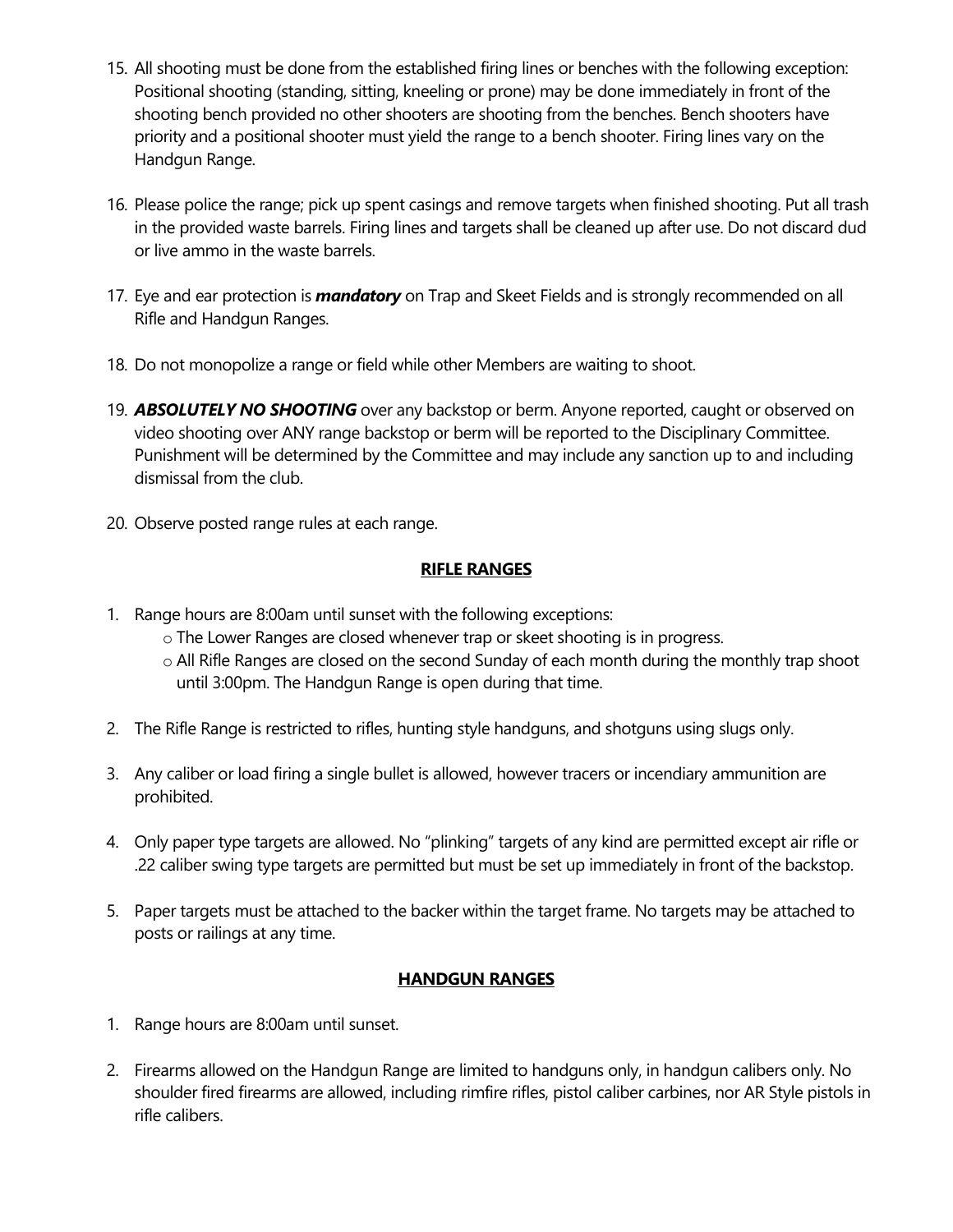15. All shooting must be done from the established firing lines or benches with the following exception: Positional shooting (standing, sitting, kneeling or prone) may be done immediately in front of the shooting bench provided no other shooters are shooting from the benches. Bench shooters have priority and a positional shooter must yield the range to a bench shooter. Firing lines vary on the Handgun Range.

16. Please police the range; pick up spent casings and remove targets when finished shooting. Put all trash in the provided waste barrels. Firing lines and targets shall be cleaned up after use. Do not discard dud or live ammo in the waste barrels.

17. Eye and ear protection is ***mandatory*** on Trap and Skeet Fields and is strongly recommended on all Rifle and Handgun Ranges.

18. Do not monopolize a range or field while other Members are waiting to shoot.

19. ***ABSOLUTELY NO SHOOTING*** over any backstop or berm. Anyone reported, caught or observed on video shooting over ANY range backstop or berm will be reported to the Disciplinary Committee. Punishment will be determined by the Committee and may include any sanction up to and including dismissal from the club.

20. Observe posted range rules at each range.

## RIFLE RANGES

1. Range hours are 8:00am until sunset with the following exceptions:
   - The Lower Ranges are closed whenever trap or skeet shooting is in progress.
   - All Rifle Ranges are closed on the second Sunday of each month during the monthly trap shoot until 3:00pm. The Handgun Range is open during that time.

2. The Rifle Range is restricted to rifles, hunting style handguns, and shotguns using slugs only.

3. Any caliber or load firing a single bullet is allowed, however tracers or incendiary ammunition are prohibited.

4. Only paper type targets are allowed. No "plinking" targets of any kind are permitted except air rifle or .22 caliber swing type targets are permitted but must be set up immediately in front of the backstop.

5. Paper targets must be attached to the backer within the target frame. No targets may be attached to posts or railings at any time.

## HANDGUN RANGES

1. Range hours are 8:00am until sunset.

2. Firearms allowed on the Handgun Range are limited to handguns only, in handgun calibers only. No shoulder fired firearms are allowed, including rimfire rifles, pistol caliber carbines, nor AR Style pistols in rifle calibers.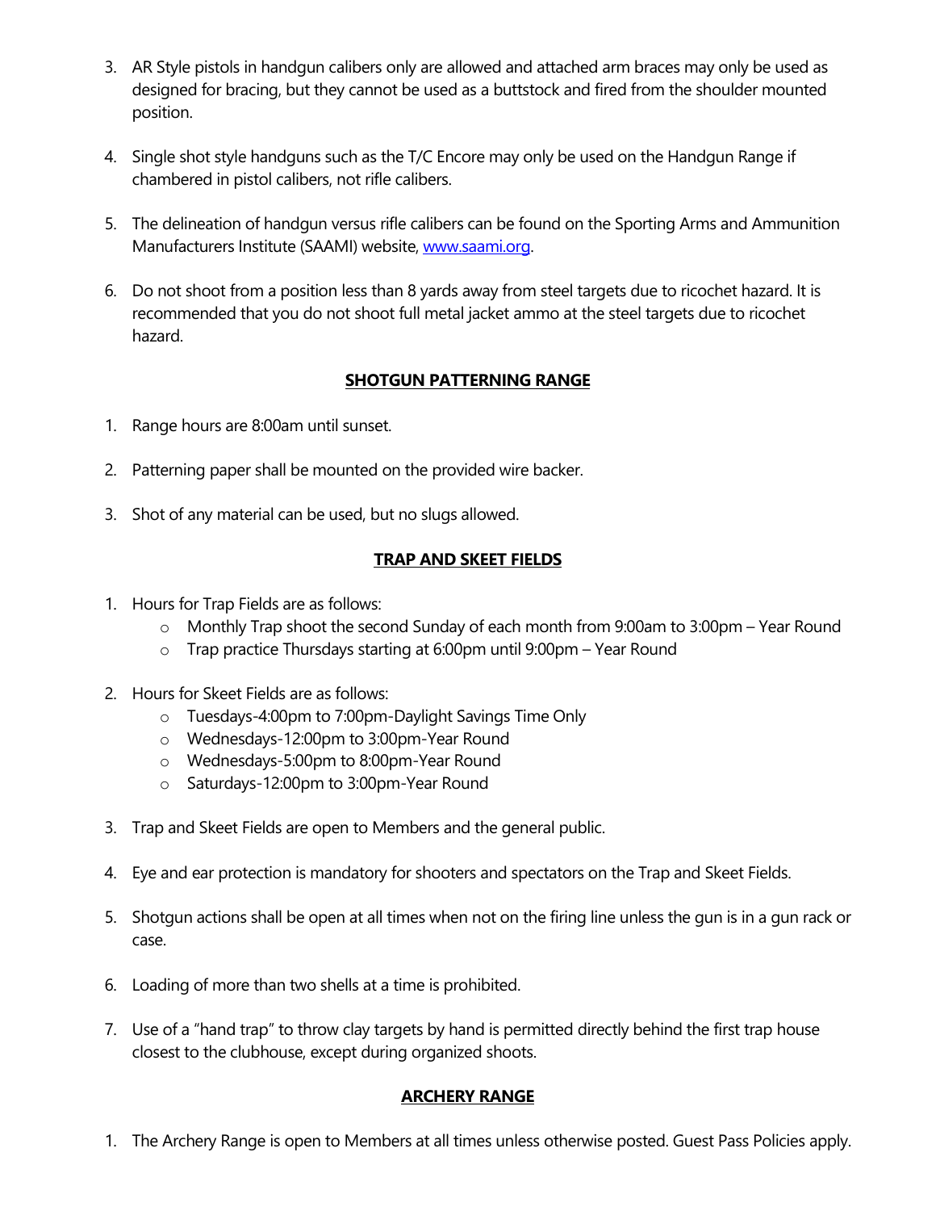3. AR Style pistols in handgun calibers only are allowed and attached arm braces may only be used as designed for bracing, but they cannot be used as a buttstock and fired from the shoulder mounted position.

4. Single shot style handguns such as the T/C Encore may only be used on the Handgun Range if chambered in pistol calibers, not rifle calibers.

5. The delineation of handgun versus rifle calibers can be found on the Sporting Arms and Ammunition Manufacturers Institute (SAAMI) website, [www.saami.org](http://www.saami.org).

6. Do not shoot from a position less than 8 yards away from steel targets due to ricochet hazard. It is recommended that you do not shoot full metal jacket ammo at the steel targets due to ricochet hazard.

## SHOTGUN PATTERNING RANGE

1. Range hours are 8:00am until sunset.

2. Patterning paper shall be mounted on the provided wire backer.

3. Shot of any material can be used, but no slugs allowed.

## TRAP AND SKEET FIELDS

1. Hours for Trap Fields are as follows:
   - Monthly Trap shoot the second Sunday of each month from 9:00am to 3:00pm – Year Round
   - Trap practice Thursdays starting at 6:00pm until 9:00pm – Year Round

2. Hours for Skeet Fields are as follows:
   - Tuesdays-4:00pm to 7:00pm-Daylight Savings Time Only
   - Wednesdays-12:00pm to 3:00pm-Year Round
   - Wednesdays-5:00pm to 8:00pm-Year Round
   - Saturdays-12:00pm to 3:00pm-Year Round

3. Trap and Skeet Fields are open to Members and the general public.

4. Eye and ear protection is mandatory for shooters and spectators on the Trap and Skeet Fields.

5. Shotgun actions shall be open at all times when not on the firing line unless the gun is in a gun rack or case.

6. Loading of more than two shells at a time is prohibited.

7. Use of a "hand trap" to throw clay targets by hand is permitted directly behind the first trap house closest to the clubhouse, except during organized shoots.

## ARCHERY RANGE

1. The Archery Range is open to Members at all times unless otherwise posted. Guest Pass Policies apply.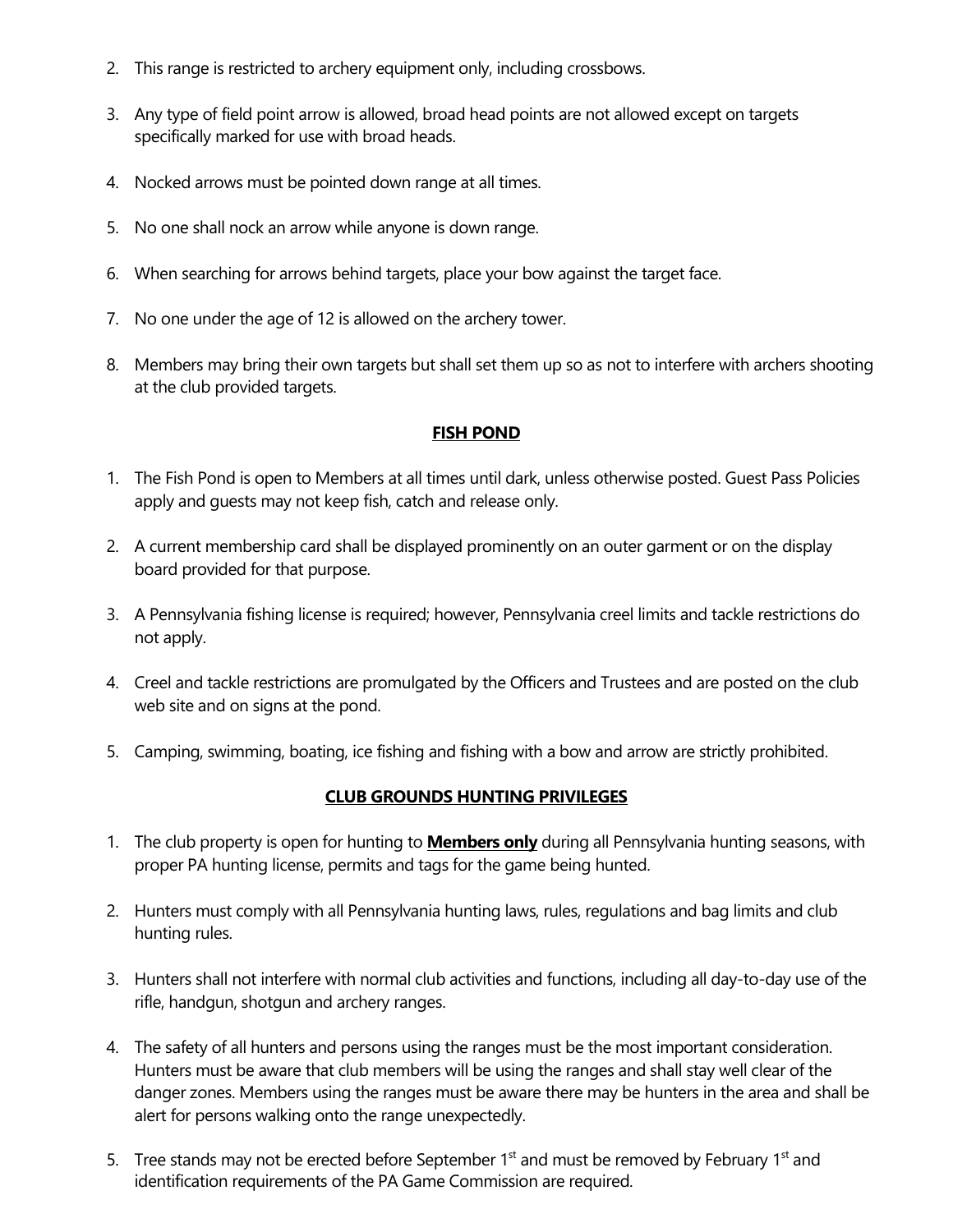2. This range is restricted to archery equipment only, including crossbows.

3. Any type of field point arrow is allowed, broad head points are not allowed except on targets specifically marked for use with broad heads.

4. Nocked arrows must be pointed down range at all times.

5. No one shall nock an arrow while anyone is down range.

6. When searching for arrows behind targets, place your bow against the target face.

7. No one under the age of 12 is allowed on the archery tower.

8. Members may bring their own targets but shall set them up so as not to interfere with archers shooting at the club provided targets.

## FISH POND

1. The Fish Pond is open to Members at all times until dark, unless otherwise posted. Guest Pass Policies apply and guests may not keep fish, catch and release only.

2. A current membership card shall be displayed prominently on an outer garment or on the display board provided for that purpose.

3. A Pennsylvania fishing license is required; however, Pennsylvania creel limits and tackle restrictions do not apply.

4. Creel and tackle restrictions are promulgated by the Officers and Trustees and are posted on the club web site and on signs at the pond.

5. Camping, swimming, boating, ice fishing and fishing with a bow and arrow are strictly prohibited.

## CLUB GROUNDS HUNTING PRIVILEGES

1. The club property is open for hunting to **Members only** during all Pennsylvania hunting seasons, with proper PA hunting license, permits and tags for the game being hunted.

2. Hunters must comply with all Pennsylvania hunting laws, rules, regulations and bag limits and club hunting rules.

3. Hunters shall not interfere with normal club activities and functions, including all day-to-day use of the rifle, handgun, shotgun and archery ranges.

4. The safety of all hunters and persons using the ranges must be the most important consideration. Hunters must be aware that club members will be using the ranges and shall stay well clear of the danger zones. Members using the ranges must be aware there may be hunters in the area and shall be alert for persons walking onto the range unexpectedly.

5. Tree stands may not be erected before September 1st and must be removed by February 1st and identification requirements of the PA Game Commission are required.